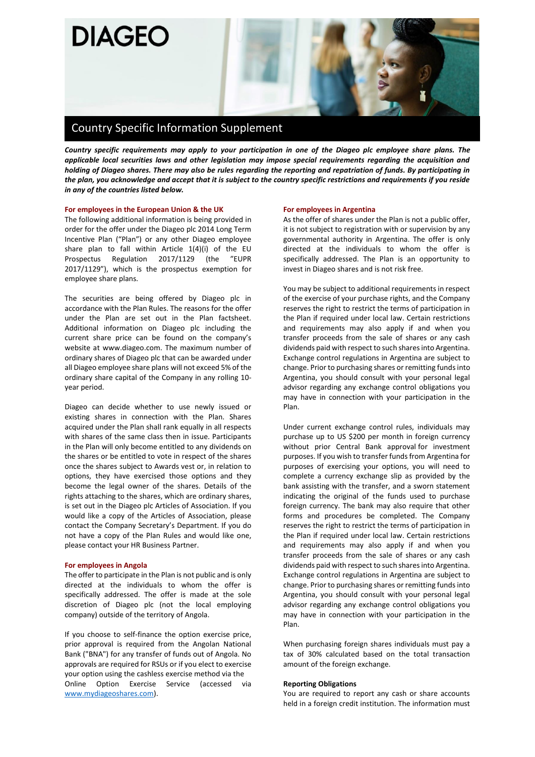# DIAGEO

## Country Specific Information Supplement

***Country specific requirements may apply to your participation in one of the Diageo plc employee share plans. The applicable local securities laws and other legislation may impose special requirements regarding the acquisition and holding of Diageo shares. There may also be rules regarding the reporting and repatriation of funds. By participating in the plan, you acknowledge and accept that it is subject to the country specific restrictions and requirements if you reside in any of the countries listed below.***

### For employees in the European Union & the UK

The following additional information is being provided in order for the offer under the Diageo plc 2014 Long Term Incentive Plan ("Plan") or any other Diageo employee share plan to fall within Article 1(4)(i) of the EU Prospectus Regulation 2017/1129 (the "EUPR 2017/1129"), which is the prospectus exemption for employee share plans.

The securities are being offered by Diageo plc in accordance with the Plan Rules. The reasons for the offer under the Plan are set out in the Plan factsheet. Additional information on Diageo plc including the current share price can be found on the company's website at www.diageo.com. The maximum number of ordinary shares of Diageo plc that can be awarded under all Diageo employee share plans will not exceed 5% of the ordinary share capital of the Company in any rolling 10-year period.

Diageo can decide whether to use newly issued or existing shares in connection with the Plan. Shares acquired under the Plan shall rank equally in all respects with shares of the same class then in issue. Participants in the Plan will only become entitled to any dividends on the shares or be entitled to vote in respect of the shares once the shares subject to Awards vest or, in relation to options, they have exercised those options and they become the legal owner of the shares. Details of the rights attaching to the shares, which are ordinary shares, is set out in the Diageo plc Articles of Association. If you would like a copy of the Articles of Association, please contact the Company Secretary's Department. If you do not have a copy of the Plan Rules and would like one, please contact your HR Business Partner.

### For employees in Angola

The offer to participate in the Plan is not public and is only directed at the individuals to whom the offer is specifically addressed. The offer is made at the sole discretion of Diageo plc (not the local employing company) outside of the territory of Angola.

If you choose to self-finance the option exercise price, prior approval is required from the Angolan National Bank ("BNA") for any transfer of funds out of Angola. No approvals are required for RSUs or if you elect to exercise your option using the cashless exercise method via the Online Option Exercise Service (accessed via www.mydiageoshares.com).

### For employees in Argentina

As the offer of shares under the Plan is not a public offer, it is not subject to registration with or supervision by any governmental authority in Argentina. The offer is only directed at the individuals to whom the offer is specifically addressed. The Plan is an opportunity to invest in Diageo shares and is not risk free.

You may be subject to additional requirements in respect of the exercise of your purchase rights, and the Company reserves the right to restrict the terms of participation in the Plan if required under local law. Certain restrictions and requirements may also apply if and when you transfer proceeds from the sale of shares or any cash dividends paid with respect to such shares into Argentina. Exchange control regulations in Argentina are subject to change. Prior to purchasing shares or remitting funds into Argentina, you should consult with your personal legal advisor regarding any exchange control obligations you may have in connection with your participation in the Plan.

Under current exchange control rules, individuals may purchase up to US $200 per month in foreign currency without prior Central Bank approval for investment purposes. If you wish to transfer funds from Argentina for purposes of exercising your options, you will need to complete a currency exchange slip as provided by the bank assisting with the transfer, and a sworn statement indicating the original of the funds used to purchase foreign currency. The bank may also require that other forms and procedures be completed. The Company reserves the right to restrict the terms of participation in the Plan if required under local law. Certain restrictions and requirements may also apply if and when you transfer proceeds from the sale of shares or any cash dividends paid with respect to such shares into Argentina. Exchange control regulations in Argentina are subject to change. Prior to purchasing shares or remitting funds into Argentina, you should consult with your personal legal advisor regarding any exchange control obligations you may have in connection with your participation in the Plan.

When purchasing foreign shares individuals must pay a tax of 30% calculated based on the total transaction amount of the foreign exchange.

**Reporting Obligations**

You are required to report any cash or share accounts held in a foreign credit institution. The information must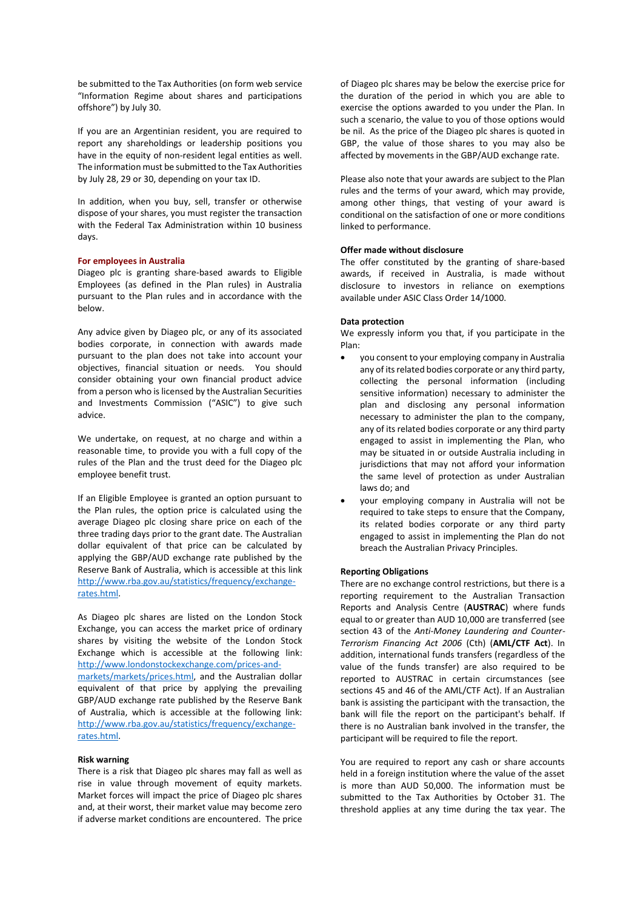be submitted to the Tax Authorities (on form web service "Information Regime about shares and participations offshore") by July 30.

If you are an Argentinian resident, you are required to report any shareholdings or leadership positions you have in the equity of non-resident legal entities as well. The information must be submitted to the Tax Authorities by July 28, 29 or 30, depending on your tax ID.

In addition, when you buy, sell, transfer or otherwise dispose of your shares, you must register the transaction with the Federal Tax Administration within 10 business days.

#### For employees in Australia

Diageo plc is granting share-based awards to Eligible Employees (as defined in the Plan rules) in Australia pursuant to the Plan rules and in accordance with the below.

Any advice given by Diageo plc, or any of its associated bodies corporate, in connection with awards made pursuant to the plan does not take into account your objectives, financial situation or needs. You should consider obtaining your own financial product advice from a person who is licensed by the Australian Securities and Investments Commission ("ASIC") to give such advice.

We undertake, on request, at no charge and within a reasonable time, to provide you with a full copy of the rules of the Plan and the trust deed for the Diageo plc employee benefit trust.

If an Eligible Employee is granted an option pursuant to the Plan rules, the option price is calculated using the average Diageo plc closing share price on each of the three trading days prior to the grant date. The Australian dollar equivalent of that price can be calculated by applying the GBP/AUD exchange rate published by the Reserve Bank of Australia, which is accessible at this link [http://www.rba.gov.au/statistics/frequency/exchange-rates.html](http://www.rba.gov.au/statistics/frequency/exchange-rates.html).

As Diageo plc shares are listed on the London Stock Exchange, you can access the market price of ordinary shares by visiting the website of the London Stock Exchange which is accessible at the following link: [http://www.londonstockexchange.com/prices-and-markets/markets/prices.html](http://www.londonstockexchange.com/prices-and-markets/markets/prices.html), and the Australian dollar equivalent of that price by applying the prevailing GBP/AUD exchange rate published by the Reserve Bank of Australia, which is accessible at the following link: [http://www.rba.gov.au/statistics/frequency/exchange-rates.html](http://www.rba.gov.au/statistics/frequency/exchange-rates.html).

**Risk warning**

There is a risk that Diageo plc shares may fall as well as rise in value through movement of equity markets. Market forces will impact the price of Diageo plc shares and, at their worst, their market value may become zero if adverse market conditions are encountered. The price of Diageo plc shares may be below the exercise price for the duration of the period in which you are able to exercise the options awarded to you under the Plan. In such a scenario, the value to you of those options would be nil. As the price of the Diageo plc shares is quoted in GBP, the value of those shares to you may also be affected by movements in the GBP/AUD exchange rate.

Please also note that your awards are subject to the Plan rules and the terms of your award, which may provide, among other things, that vesting of your award is conditional on the satisfaction of one or more conditions linked to performance.

**Offer made without disclosure**

The offer constituted by the granting of share-based awards, if received in Australia, is made without disclosure to investors in reliance on exemptions available under ASIC Class Order 14/1000.

**Data protection**

We expressly inform you that, if you participate in the Plan:

- you consent to your employing company in Australia any of its related bodies corporate or any third party, collecting the personal information (including sensitive information) necessary to administer the plan and disclosing any personal information necessary to administer the plan to the company, any of its related bodies corporate or any third party engaged to assist in implementing the Plan, who may be situated in or outside Australia including in jurisdictions that may not afford your information the same level of protection as under Australian laws do; and
- your employing company in Australia will not be required to take steps to ensure that the Company, its related bodies corporate or any third party engaged to assist in implementing the Plan do not breach the Australian Privacy Principles.

**Reporting Obligations**

There are no exchange control restrictions, but there is a reporting requirement to the Australian Transaction Reports and Analysis Centre (**AUSTRAC**) where funds equal to or greater than AUD 10,000 are transferred (see section 43 of the *Anti-Money Laundering and Counter-Terrorism Financing Act 2006* (Cth) (**AML/CTF Act**). In addition, international funds transfers (regardless of the value of the funds transfer) are also required to be reported to AUSTRAC in certain circumstances (see sections 45 and 46 of the AML/CTF Act). If an Australian bank is assisting the participant with the transaction, the bank will file the report on the participant's behalf. If there is no Australian bank involved in the transfer, the participant will be required to file the report.

You are required to report any cash or share accounts held in a foreign institution where the value of the asset is more than AUD 50,000. The information must be submitted to the Tax Authorities by October 31. The threshold applies at any time during the tax year. The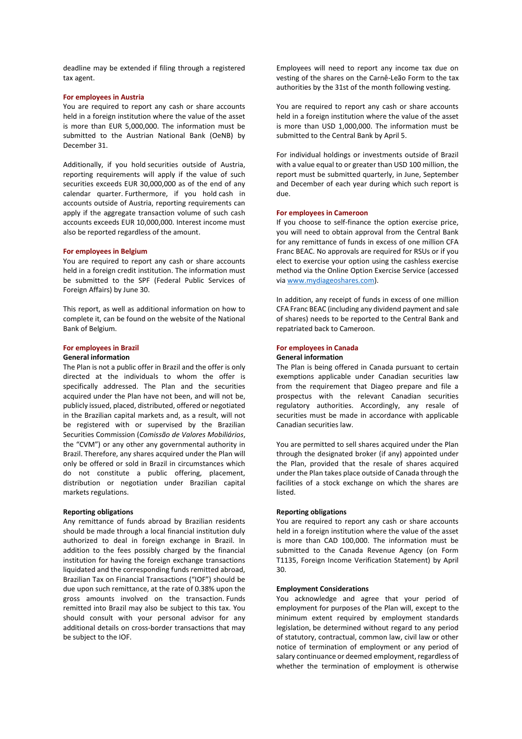deadline may be extended if filing through a registered tax agent.

**For employees in Austria**

You are required to report any cash or share accounts held in a foreign institution where the value of the asset is more than EUR 5,000,000. The information must be submitted to the Austrian National Bank (OeNB) by December 31.

Additionally, if you hold securities outside of Austria, reporting requirements will apply if the value of such securities exceeds EUR 30,000,000 as of the end of any calendar quarter. Furthermore, if you hold cash in accounts outside of Austria, reporting requirements can apply if the aggregate transaction volume of such cash accounts exceeds EUR 10,000,000. Interest income must also be reported regardless of the amount.

**For employees in Belgium**

You are required to report any cash or share accounts held in a foreign credit institution. The information must be submitted to the SPF (Federal Public Services of Foreign Affairs) by June 30.

This report, as well as additional information on how to complete it, can be found on the website of the National Bank of Belgium.

**For employees in Brazil**

**General information**

The Plan is not a public offer in Brazil and the offer is only directed at the individuals to whom the offer is specifically addressed. The Plan and the securities acquired under the Plan have not been, and will not be, publicly issued, placed, distributed, offered or negotiated in the Brazilian capital markets and, as a result, will not be registered with or supervised by the Brazilian Securities Commission (*Comissão de Valores Mobiliários*, the "CVM") or any other any governmental authority in Brazil. Therefore, any shares acquired under the Plan will only be offered or sold in Brazil in circumstances which do not constitute a public offering, placement, distribution or negotiation under Brazilian capital markets regulations.

**Reporting obligations**

Any remittance of funds abroad by Brazilian residents should be made through a local financial institution duly authorized to deal in foreign exchange in Brazil. In addition to the fees possibly charged by the financial institution for having the foreign exchange transactions liquidated and the corresponding funds remitted abroad, Brazilian Tax on Financial Transactions ("IOF") should be due upon such remittance, at the rate of 0.38% upon the gross amounts involved on the transaction. Funds remitted into Brazil may also be subject to this tax. You should consult with your personal advisor for any additional details on cross-border transactions that may be subject to the IOF.

Employees will need to report any income tax due on vesting of the shares on the Carnê-Leão Form to the tax authorities by the 31st of the month following vesting.

You are required to report any cash or share accounts held in a foreign institution where the value of the asset is more than USD 1,000,000. The information must be submitted to the Central Bank by April 5.

For individual holdings or investments outside of Brazil with a value equal to or greater than USD 100 million, the report must be submitted quarterly, in June, September and December of each year during which such report is due.

**For employees in Cameroon**

If you choose to self-finance the option exercise price, you will need to obtain approval from the Central Bank for any remittance of funds in excess of one million CFA Franc BEAC. No approvals are required for RSUs or if you elect to exercise your option using the cashless exercise method via the Online Option Exercise Service (accessed via www.mydiageoshares.com).

In addition, any receipt of funds in excess of one million CFA Franc BEAC (including any dividend payment and sale of shares) needs to be reported to the Central Bank and repatriated back to Cameroon.

**For employees in Canada**

**General information**

The Plan is being offered in Canada pursuant to certain exemptions applicable under Canadian securities law from the requirement that Diageo prepare and file a prospectus with the relevant Canadian securities regulatory authorities. Accordingly, any resale of securities must be made in accordance with applicable Canadian securities law.

You are permitted to sell shares acquired under the Plan through the designated broker (if any) appointed under the Plan, provided that the resale of shares acquired under the Plan takes place outside of Canada through the facilities of a stock exchange on which the shares are listed.

**Reporting obligations**

You are required to report any cash or share accounts held in a foreign institution where the value of the asset is more than CAD 100,000. The information must be submitted to the Canada Revenue Agency (on Form T1135, Foreign Income Verification Statement) by April 30.

**Employment Considerations**

You acknowledge and agree that your period of employment for purposes of the Plan will, except to the minimum extent required by employment standards legislation, be determined without regard to any period of statutory, contractual, common law, civil law or other notice of termination of employment or any period of salary continuance or deemed employment, regardless of whether the termination of employment is otherwise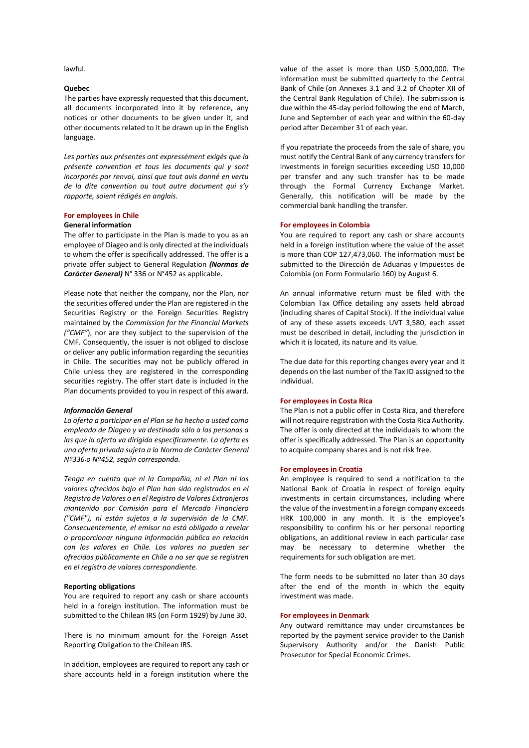lawful.

**Quebec**

The parties have expressly requested that this document, all documents incorporated into it by reference, any notices or other documents to be given under it, and other documents related to it be drawn up in the English language.

*Les parties aux présentes ont expressément exigés que la présente convention et tous les documents qui y sont incorporés par renvoi, ainsi que tout avis donné en vertu de la dite convention ou tout autre document qui s'y rapporte, soient rédigés en anglais.*

## For employees in Chile

**General information**

The offer to participate in the Plan is made to you as an employee of Diageo and is only directed at the individuals to whom the offer is specifically addressed. The offer is a private offer subject to General Regulation ***(Normas de Carácter General)*** N° 336 or N°452 as applicable.

Please note that neither the company, nor the Plan, nor the securities offered under the Plan are registered in the Securities Registry or the Foreign Securities Registry maintained by the *Commission for the Financial Markets ("CMF"*), nor are they subject to the supervision of the CMF. Consequently, the issuer is not obliged to disclose or deliver any public information regarding the securities in Chile. The securities may not be publicly offered in Chile unless they are registered in the corresponding securities registry. The offer start date is included in the Plan documents provided to you in respect of this award.

***Información General***

*La oferta a participar en el Plan se ha hecho a usted como empleado de Diageo y va destinada sólo a las personas a las que la oferta va dirigida específicamente. La oferta es una oferta privada sujeta a la Norma de Carácter General Nº336 o Nº452, según corresponda.*

*Tenga en cuenta que ni la Compañía, ni el Plan ni los valores ofrecidos bajo el Plan han sido registrados en el Registro de Valores o en el Registro de Valores Extranjeros mantenido por Comisión para el Mercado Financiero ("CMF"), ni están sujetos a la supervisión de la CMF. Consecuentemente, el emisor no está obligado a revelar o proporcionar ninguna información pública en relación con los valores en Chile. Los valores no pueden ser ofrecidos públicamente en Chile a no ser que se registren en el registro de valores correspondiente.*

**Reporting obligations**

You are required to report any cash or share accounts held in a foreign institution. The information must be submitted to the Chilean IRS (on Form 1929) by June 30.

There is no minimum amount for the Foreign Asset Reporting Obligation to the Chilean IRS.

In addition, employees are required to report any cash or share accounts held in a foreign institution where the value of the asset is more than USD 5,000,000. The information must be submitted quarterly to the Central Bank of Chile (on Annexes 3.1 and 3.2 of Chapter XII of the Central Bank Regulation of Chile). The submission is due within the 45-day period following the end of March, June and September of each year and within the 60-day period after December 31 of each year.

If you repatriate the proceeds from the sale of share, you must notify the Central Bank of any currency transfers for investments in foreign securities exceeding USD 10,000 per transfer and any such transfer has to be made through the Formal Currency Exchange Market. Generally, this notification will be made by the commercial bank handling the transfer.

## For employees in Colombia

You are required to report any cash or share accounts held in a foreign institution where the value of the asset is more than COP 127,473,060. The information must be submitted to the Dirección de Aduanas y Impuestos de Colombia (on Form Formulario 160) by August 6.

An annual informative return must be filed with the Colombian Tax Office detailing any assets held abroad (including shares of Capital Stock). If the individual value of any of these assets exceeds UVT 3,580, each asset must be described in detail, including the jurisdiction in which it is located, its nature and its value.

The due date for this reporting changes every year and it depends on the last number of the Tax ID assigned to the individual.

## For employees in Costa Rica

The Plan is not a public offer in Costa Rica, and therefore will not require registration with the Costa Rica Authority. The offer is only directed at the individuals to whom the offer is specifically addressed. The Plan is an opportunity to acquire company shares and is not risk free.

## For employees in Croatia

An employee is required to send a notification to the National Bank of Croatia in respect of foreign equity investments in certain circumstances, including where the value of the investment in a foreign company exceeds HRK 100,000 in any month. It is the employee's responsibility to confirm his or her personal reporting obligations, an additional review in each particular case may be necessary to determine whether the requirements for such obligation are met.

The form needs to be submitted no later than 30 days after the end of the month in which the equity investment was made.

## For employees in Denmark

Any outward remittance may under circumstances be reported by the payment service provider to the Danish Supervisory Authority and/or the Danish Public Prosecutor for Special Economic Crimes.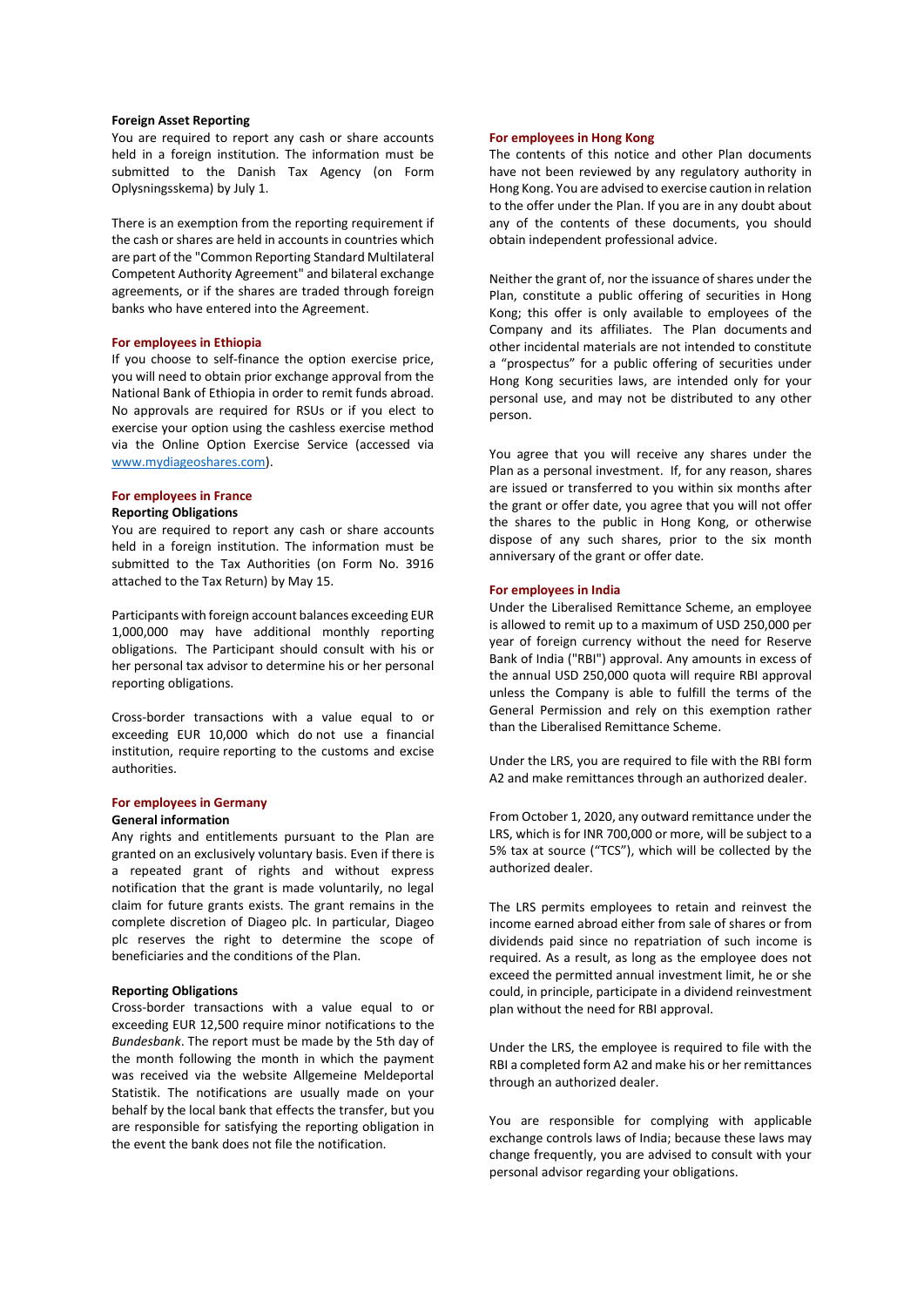**Foreign Asset Reporting**

You are required to report any cash or share accounts held in a foreign institution. The information must be submitted to the Danish Tax Agency (on Form Oplysningsskema) by July 1.

There is an exemption from the reporting requirement if the cash or shares are held in accounts in countries which are part of the "Common Reporting Standard Multilateral Competent Authority Agreement" and bilateral exchange agreements, or if the shares are traded through foreign banks who have entered into the Agreement.

### For employees in Ethiopia

If you choose to self-finance the option exercise price, you will need to obtain prior exchange approval from the National Bank of Ethiopia in order to remit funds abroad. No approvals are required for RSUs or if you elect to exercise your option using the cashless exercise method via the Online Option Exercise Service (accessed via www.mydiageoshares.com).

### For employees in France

**Reporting Obligations**

You are required to report any cash or share accounts held in a foreign institution. The information must be submitted to the Tax Authorities (on Form No. 3916 attached to the Tax Return) by May 15.

Participants with foreign account balances exceeding EUR 1,000,000 may have additional monthly reporting obligations. The Participant should consult with his or her personal tax advisor to determine his or her personal reporting obligations.

Cross-border transactions with a value equal to or exceeding EUR 10,000 which do not use a financial institution, require reporting to the customs and excise authorities.

### For employees in Germany

**General information**

Any rights and entitlements pursuant to the Plan are granted on an exclusively voluntary basis. Even if there is a repeated grant of rights and without express notification that the grant is made voluntarily, no legal claim for future grants exists. The grant remains in the complete discretion of Diageo plc. In particular, Diageo plc reserves the right to determine the scope of beneficiaries and the conditions of the Plan.

**Reporting Obligations**

Cross-border transactions with a value equal to or exceeding EUR 12,500 require minor notifications to the *Bundesbank*. The report must be made by the 5th day of the month following the month in which the payment was received via the website Allgemeine Meldeportal Statistik. The notifications are usually made on your behalf by the local bank that effects the transfer, but you are responsible for satisfying the reporting obligation in the event the bank does not file the notification.

### For employees in Hong Kong

The contents of this notice and other Plan documents have not been reviewed by any regulatory authority in Hong Kong. You are advised to exercise caution in relation to the offer under the Plan. If you are in any doubt about any of the contents of these documents, you should obtain independent professional advice.

Neither the grant of, nor the issuance of shares under the Plan, constitute a public offering of securities in Hong Kong; this offer is only available to employees of the Company and its affiliates. The Plan documents and other incidental materials are not intended to constitute a "prospectus" for a public offering of securities under Hong Kong securities laws, are intended only for your personal use, and may not be distributed to any other person.

You agree that you will receive any shares under the Plan as a personal investment. If, for any reason, shares are issued or transferred to you within six months after the grant or offer date, you agree that you will not offer the shares to the public in Hong Kong, or otherwise dispose of any such shares, prior to the six month anniversary of the grant or offer date.

### For employees in India

Under the Liberalised Remittance Scheme, an employee is allowed to remit up to a maximum of USD 250,000 per year of foreign currency without the need for Reserve Bank of India ("RBI") approval. Any amounts in excess of the annual USD 250,000 quota will require RBI approval unless the Company is able to fulfill the terms of the General Permission and rely on this exemption rather than the Liberalised Remittance Scheme.

Under the LRS, you are required to file with the RBI form A2 and make remittances through an authorized dealer.

From October 1, 2020, any outward remittance under the LRS, which is for INR 700,000 or more, will be subject to a 5% tax at source ("TCS"), which will be collected by the authorized dealer.

The LRS permits employees to retain and reinvest the income earned abroad either from sale of shares or from dividends paid since no repatriation of such income is required. As a result, as long as the employee does not exceed the permitted annual investment limit, he or she could, in principle, participate in a dividend reinvestment plan without the need for RBI approval.

Under the LRS, the employee is required to file with the RBI a completed form A2 and make his or her remittances through an authorized dealer.

You are responsible for complying with applicable exchange controls laws of India; because these laws may change frequently, you are advised to consult with your personal advisor regarding your obligations.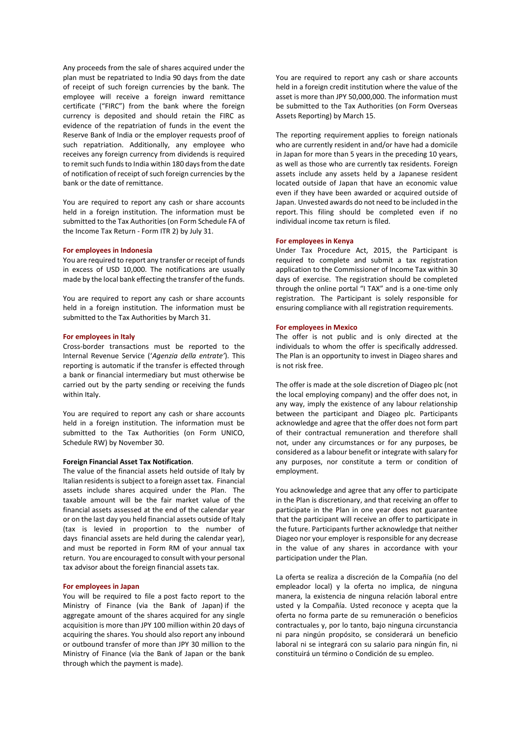Any proceeds from the sale of shares acquired under the plan must be repatriated to India 90 days from the date of receipt of such foreign currencies by the bank. The employee will receive a foreign inward remittance certificate ("FIRC") from the bank where the foreign currency is deposited and should retain the FIRC as evidence of the repatriation of funds in the event the Reserve Bank of India or the employer requests proof of such repatriation. Additionally, any employee who receives any foreign currency from dividends is required to remit such funds to India within 180 days from the date of notification of receipt of such foreign currencies by the bank or the date of remittance.

You are required to report any cash or share accounts held in a foreign institution. The information must be submitted to the Tax Authorities (on Form Schedule FA of the Income Tax Return - Form ITR 2) by July 31.

**For employees in Indonesia**

You are required to report any transfer or receipt of funds in excess of USD 10,000. The notifications are usually made by the local bank effecting the transfer of the funds.

You are required to report any cash or share accounts held in a foreign institution. The information must be submitted to the Tax Authorities by March 31.

**For employees in Italy**

Cross-border transactions must be reported to the Internal Revenue Service (*'Agenzia della entrate'*). This reporting is automatic if the transfer is effected through a bank or financial intermediary but must otherwise be carried out by the party sending or receiving the funds within Italy.

You are required to report any cash or share accounts held in a foreign institution. The information must be submitted to the Tax Authorities (on Form UNICO, Schedule RW) by November 30.

**Foreign Financial Asset Tax Notification**.

The value of the financial assets held outside of Italy by Italian residents is subject to a foreign asset tax. Financial assets include shares acquired under the Plan. The taxable amount will be the fair market value of the financial assets assessed at the end of the calendar year or on the last day you held financial assets outside of Italy (tax is levied in proportion to the number of days financial assets are held during the calendar year), and must be reported in Form RM of your annual tax return. You are encouraged to consult with your personal tax advisor about the foreign financial assets tax.

**For employees in Japan**

You will be required to file a post facto report to the Ministry of Finance (via the Bank of Japan) if the aggregate amount of the shares acquired for any single acquisition is more than JPY 100 million within 20 days of acquiring the shares. You should also report any inbound or outbound transfer of more than JPY 30 million to the Ministry of Finance (via the Bank of Japan or the bank through which the payment is made).

You are required to report any cash or share accounts held in a foreign credit institution where the value of the asset is more than JPY 50,000,000. The information must be submitted to the Tax Authorities (on Form Overseas Assets Reporting) by March 15.

The reporting requirement applies to foreign nationals who are currently resident in and/or have had a domicile in Japan for more than 5 years in the preceding 10 years, as well as those who are currently tax residents. Foreign assets include any assets held by a Japanese resident located outside of Japan that have an economic value even if they have been awarded or acquired outside of Japan. Unvested awards do not need to be included in the report. This filing should be completed even if no individual income tax return is filed.

**For employees in Kenya**

Under Tax Procedure Act, 2015, the Participant is required to complete and submit a tax registration application to the Commissioner of Income Tax within 30 days of exercise. The registration should be completed through the online portal "I TAX" and is a one-time only registration. The Participant is solely responsible for ensuring compliance with all registration requirements.

**For employees in Mexico**

The offer is not public and is only directed at the individuals to whom the offer is specifically addressed. The Plan is an opportunity to invest in Diageo shares and is not risk free.

The offer is made at the sole discretion of Diageo plc (not the local employing company) and the offer does not, in any way, imply the existence of any labour relationship between the participant and Diageo plc. Participants acknowledge and agree that the offer does not form part of their contractual remuneration and therefore shall not, under any circumstances or for any purposes, be considered as a labour benefit or integrate with salary for any purposes, nor constitute a term or condition of employment.

You acknowledge and agree that any offer to participate in the Plan is discretionary, and that receiving an offer to participate in the Plan in one year does not guarantee that the participant will receive an offer to participate in the future. Participants further acknowledge that neither Diageo nor your employer is responsible for any decrease in the value of any shares in accordance with your participation under the Plan.

La oferta se realiza a discreción de la Compañía (no del empleador local) y la oferta no implica, de ninguna manera, la existencia de ninguna relación laboral entre usted y la Compañía. Usted reconoce y acepta que la oferta no forma parte de su remuneración o beneficios contractuales y, por lo tanto, bajo ninguna circunstancia ni para ningún propósito, se considerará un beneficio laboral ni se integrará con su salario para ningún fin, ni constituirá un término o Condición de su empleo.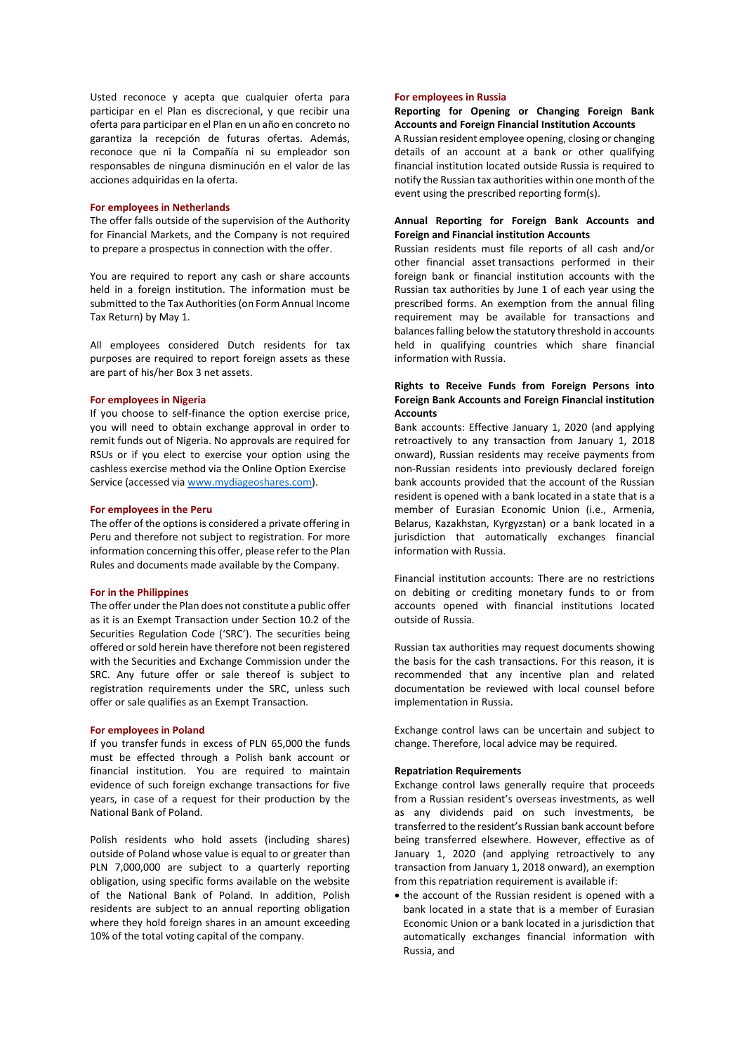Usted reconoce y acepta que cualquier oferta para participar en el Plan es discrecional, y que recibir una oferta para participar en el Plan en un año en concreto no garantiza la recepción de futuras ofertas. Además, reconoce que ni la Compañía ni su empleador son responsables de ninguna disminución en el valor de las acciones adquiridas en la oferta.

### For employees in Netherlands

The offer falls outside of the supervision of the Authority for Financial Markets, and the Company is not required to prepare a prospectus in connection with the offer.

You are required to report any cash or share accounts held in a foreign institution. The information must be submitted to the Tax Authorities (on Form Annual Income Tax Return) by May 1.

All employees considered Dutch residents for tax purposes are required to report foreign assets as these are part of his/her Box 3 net assets.

### For employees in Nigeria

If you choose to self-finance the option exercise price, you will need to obtain exchange approval in order to remit funds out of Nigeria. No approvals are required for RSUs or if you elect to exercise your option using the cashless exercise method via the Online Option Exercise Service (accessed via [www.mydiageoshares.com](www.mydiageoshares.com)).

### For employees in the Peru

The offer of the options is considered a private offering in Peru and therefore not subject to registration. For more information concerning this offer, please refer to the Plan Rules and documents made available by the Company.

### For in the Philippines

The offer under the Plan does not constitute a public offer as it is an Exempt Transaction under Section 10.2 of the Securities Regulation Code ('SRC'). The securities being offered or sold herein have therefore not been registered with the Securities and Exchange Commission under the SRC. Any future offer or sale thereof is subject to registration requirements under the SRC, unless such offer or sale qualifies as an Exempt Transaction.

### For employees in Poland

If you transfer funds in excess of PLN 65,000 the funds must be effected through a Polish bank account or financial institution. You are required to maintain evidence of such foreign exchange transactions for five years, in case of a request for their production by the National Bank of Poland.

Polish residents who hold assets (including shares) outside of Poland whose value is equal to or greater than PLN 7,000,000 are subject to a quarterly reporting obligation, using specific forms available on the website of the National Bank of Poland. In addition, Polish residents are subject to an annual reporting obligation where they hold foreign shares in an amount exceeding 10% of the total voting capital of the company.

### For employees in Russia

**Reporting for Opening or Changing Foreign Bank Accounts and Foreign Financial Institution Accounts**

A Russian resident employee opening, closing or changing details of an account at a bank or other qualifying financial institution located outside Russia is required to notify the Russian tax authorities within one month of the event using the prescribed reporting form(s).

**Annual Reporting for Foreign Bank Accounts and Foreign and Financial institution Accounts**

Russian residents must file reports of all cash and/or other financial asset transactions performed in their foreign bank or financial institution accounts with the Russian tax authorities by June 1 of each year using the prescribed forms. An exemption from the annual filing requirement may be available for transactions and balances falling below the statutory threshold in accounts held in qualifying countries which share financial information with Russia.

**Rights to Receive Funds from Foreign Persons into Foreign Bank Accounts and Foreign Financial institution Accounts**

Bank accounts: Effective January 1, 2020 (and applying retroactively to any transaction from January 1, 2018 onward), Russian residents may receive payments from non-Russian residents into previously declared foreign bank accounts provided that the account of the Russian resident is opened with a bank located in a state that is a member of Eurasian Economic Union (i.e., Armenia, Belarus, Kazakhstan, Kyrgyzstan) or a bank located in a jurisdiction that automatically exchanges financial information with Russia.

Financial institution accounts: There are no restrictions on debiting or crediting monetary funds to or from accounts opened with financial institutions located outside of Russia.

Russian tax authorities may request documents showing the basis for the cash transactions. For this reason, it is recommended that any incentive plan and related documentation be reviewed with local counsel before implementation in Russia.

Exchange control laws can be uncertain and subject to change. Therefore, local advice may be required.

**Repatriation Requirements**

Exchange control laws generally require that proceeds from a Russian resident's overseas investments, as well as any dividends paid on such investments, be transferred to the resident's Russian bank account before being transferred elsewhere. However, effective as of January 1, 2020 (and applying retroactively to any transaction from January 1, 2018 onward), an exemption from this repatriation requirement is available if:

- the account of the Russian resident is opened with a bank located in a state that is a member of Eurasian Economic Union or a bank located in a jurisdiction that automatically exchanges financial information with Russia, and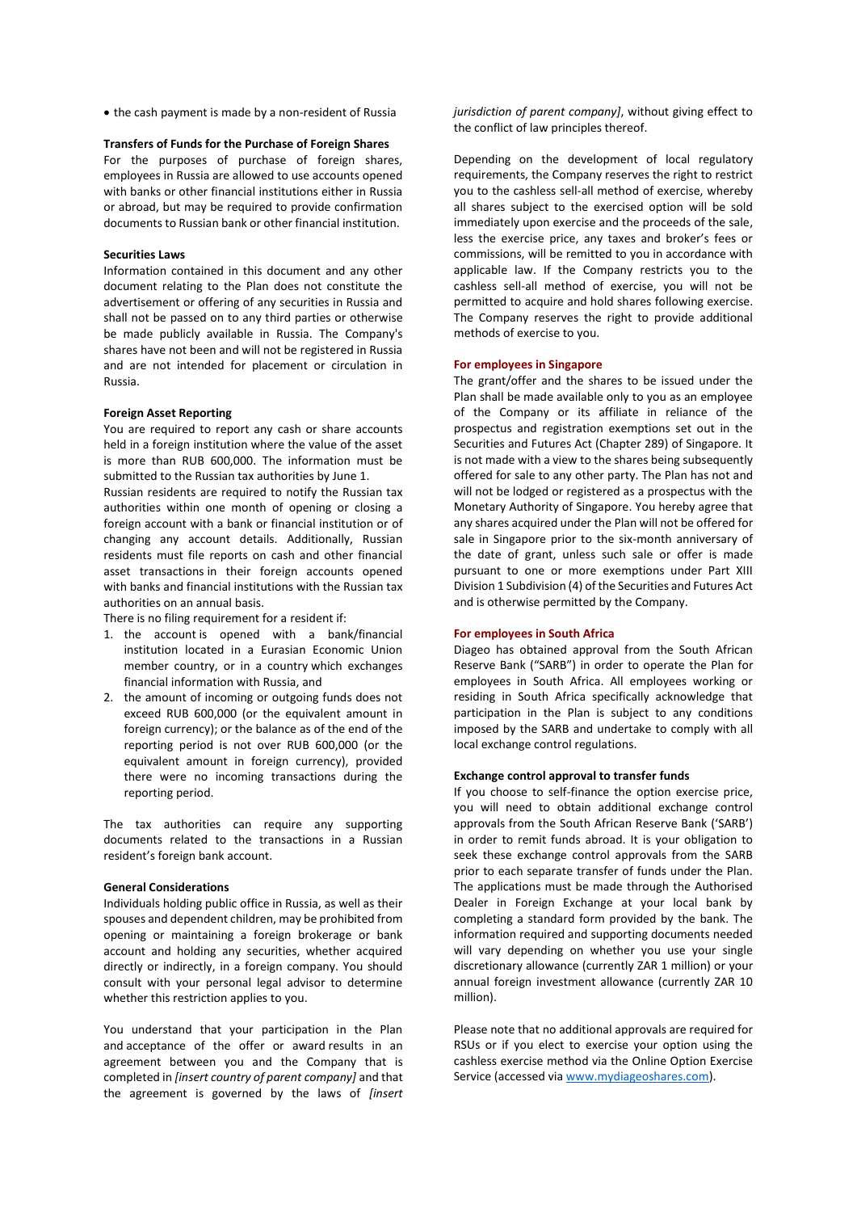- the cash payment is made by a non-resident of Russia

**Transfers of Funds for the Purchase of Foreign Shares**

For the purposes of purchase of foreign shares, employees in Russia are allowed to use accounts opened with banks or other financial institutions either in Russia or abroad, but may be required to provide confirmation documents to Russian bank or other financial institution.

**Securities Laws**

Information contained in this document and any other document relating to the Plan does not constitute the advertisement or offering of any securities in Russia and shall not be passed on to any third parties or otherwise be made publicly available in Russia. The Company's shares have not been and will not be registered in Russia and are not intended for placement or circulation in Russia.

**Foreign Asset Reporting**

You are required to report any cash or share accounts held in a foreign institution where the value of the asset is more than RUB 600,000. The information must be submitted to the Russian tax authorities by June 1.

Russian residents are required to notify the Russian tax authorities within one month of opening or closing a foreign account with a bank or financial institution or of changing any account details. Additionally, Russian residents must file reports on cash and other financial asset transactions in their foreign accounts opened with banks and financial institutions with the Russian tax authorities on an annual basis.

There is no filing requirement for a resident if:

1. the account is opened with a bank/financial institution located in a Eurasian Economic Union member country, or in a country which exchanges financial information with Russia, and
2. the amount of incoming or outgoing funds does not exceed RUB 600,000 (or the equivalent amount in foreign currency); or the balance as of the end of the reporting period is not over RUB 600,000 (or the equivalent amount in foreign currency), provided there were no incoming transactions during the reporting period.

The tax authorities can require any supporting documents related to the transactions in a Russian resident's foreign bank account.

**General Considerations**

Individuals holding public office in Russia, as well as their spouses and dependent children, may be prohibited from opening or maintaining a foreign brokerage or bank account and holding any securities, whether acquired directly or indirectly, in a foreign company. You should consult with your personal legal advisor to determine whether this restriction applies to you.

You understand that your participation in the Plan and acceptance of the offer or award results in an agreement between you and the Company that is completed in *[insert country of parent company]* and that the agreement is governed by the laws of *[insert jurisdiction of parent company]*, without giving effect to the conflict of law principles thereof.

Depending on the development of local regulatory requirements, the Company reserves the right to restrict you to the cashless sell-all method of exercise, whereby all shares subject to the exercised option will be sold immediately upon exercise and the proceeds of the sale, less the exercise price, any taxes and broker's fees or commissions, will be remitted to you in accordance with applicable law. If the Company restricts you to the cashless sell-all method of exercise, you will not be permitted to acquire and hold shares following exercise. The Company reserves the right to provide additional methods of exercise to you.

**For employees in Singapore**

The grant/offer and the shares to be issued under the Plan shall be made available only to you as an employee of the Company or its affiliate in reliance of the prospectus and registration exemptions set out in the Securities and Futures Act (Chapter 289) of Singapore. It is not made with a view to the shares being subsequently offered for sale to any other party. The Plan has not and will not be lodged or registered as a prospectus with the Monetary Authority of Singapore. You hereby agree that any shares acquired under the Plan will not be offered for sale in Singapore prior to the six-month anniversary of the date of grant, unless such sale or offer is made pursuant to one or more exemptions under Part XIII Division 1 Subdivision (4) of the Securities and Futures Act and is otherwise permitted by the Company.

**For employees in South Africa**

Diageo has obtained approval from the South African Reserve Bank ("SARB") in order to operate the Plan for employees in South Africa. All employees working or residing in South Africa specifically acknowledge that participation in the Plan is subject to any conditions imposed by the SARB and undertake to comply with all local exchange control regulations.

**Exchange control approval to transfer funds**

If you choose to self-finance the option exercise price, you will need to obtain additional exchange control approvals from the South African Reserve Bank ('SARB') in order to remit funds abroad. It is your obligation to seek these exchange control approvals from the SARB prior to each separate transfer of funds under the Plan. The applications must be made through the Authorised Dealer in Foreign Exchange at your local bank by completing a standard form provided by the bank. The information required and supporting documents needed will vary depending on whether you use your single discretionary allowance (currently ZAR 1 million) or your annual foreign investment allowance (currently ZAR 10 million).

Please note that no additional approvals are required for RSUs or if you elect to exercise your option using the cashless exercise method via the Online Option Exercise Service (accessed via [www.mydiageoshares.com](http://www.mydiageoshares.com)).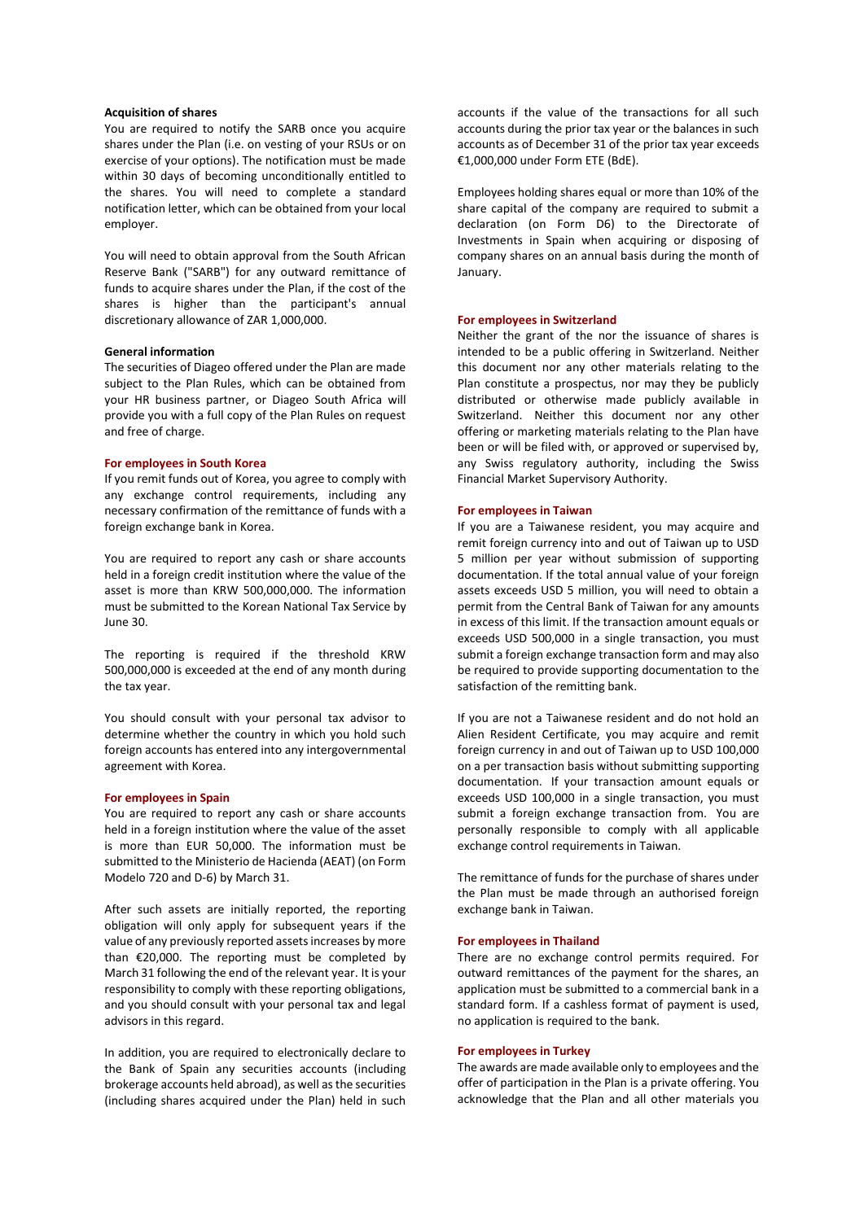**Acquisition of shares**

You are required to notify the SARB once you acquire shares under the Plan (i.e. on vesting of your RSUs or on exercise of your options). The notification must be made within 30 days of becoming unconditionally entitled to the shares. You will need to complete a standard notification letter, which can be obtained from your local employer.

You will need to obtain approval from the South African Reserve Bank ("SARB") for any outward remittance of funds to acquire shares under the Plan, if the cost of the shares is higher than the participant's annual discretionary allowance of ZAR 1,000,000.

**General information**

The securities of Diageo offered under the Plan are made subject to the Plan Rules, which can be obtained from your HR business partner, or Diageo South Africa will provide you with a full copy of the Plan Rules on request and free of charge.

### For employees in South Korea

If you remit funds out of Korea, you agree to comply with any exchange control requirements, including any necessary confirmation of the remittance of funds with a foreign exchange bank in Korea.

You are required to report any cash or share accounts held in a foreign credit institution where the value of the asset is more than KRW 500,000,000. The information must be submitted to the Korean National Tax Service by June 30.

The reporting is required if the threshold KRW 500,000,000 is exceeded at the end of any month during the tax year.

You should consult with your personal tax advisor to determine whether the country in which you hold such foreign accounts has entered into any intergovernmental agreement with Korea.

### For employees in Spain

You are required to report any cash or share accounts held in a foreign institution where the value of the asset is more than EUR 50,000. The information must be submitted to the Ministerio de Hacienda (AEAT) (on Form Modelo 720 and D-6) by March 31.

After such assets are initially reported, the reporting obligation will only apply for subsequent years if the value of any previously reported assets increases by more than €20,000. The reporting must be completed by March 31 following the end of the relevant year. It is your responsibility to comply with these reporting obligations, and you should consult with your personal tax and legal advisors in this regard.

In addition, you are required to electronically declare to the Bank of Spain any securities accounts (including brokerage accounts held abroad), as well as the securities (including shares acquired under the Plan) held in such accounts if the value of the transactions for all such accounts during the prior tax year or the balances in such accounts as of December 31 of the prior tax year exceeds €1,000,000 under Form ETE (BdE).

Employees holding shares equal or more than 10% of the share capital of the company are required to submit a declaration (on Form D6) to the Directorate of Investments in Spain when acquiring or disposing of company shares on an annual basis during the month of January.

### For employees in Switzerland

Neither the grant of the nor the issuance of shares is intended to be a public offering in Switzerland. Neither this document nor any other materials relating to the Plan constitute a prospectus, nor may they be publicly distributed or otherwise made publicly available in Switzerland. Neither this document nor any other offering or marketing materials relating to the Plan have been or will be filed with, or approved or supervised by, any Swiss regulatory authority, including the Swiss Financial Market Supervisory Authority.

### For employees in Taiwan

If you are a Taiwanese resident, you may acquire and remit foreign currency into and out of Taiwan up to USD 5 million per year without submission of supporting documentation. If the total annual value of your foreign assets exceeds USD 5 million, you will need to obtain a permit from the Central Bank of Taiwan for any amounts in excess of this limit. If the transaction amount equals or exceeds USD 500,000 in a single transaction, you must submit a foreign exchange transaction form and may also be required to provide supporting documentation to the satisfaction of the remitting bank.

If you are not a Taiwanese resident and do not hold an Alien Resident Certificate, you may acquire and remit foreign currency in and out of Taiwan up to USD 100,000 on a per transaction basis without submitting supporting documentation. If your transaction amount equals or exceeds USD 100,000 in a single transaction, you must submit a foreign exchange transaction from. You are personally responsible to comply with all applicable exchange control requirements in Taiwan.

The remittance of funds for the purchase of shares under the Plan must be made through an authorised foreign exchange bank in Taiwan.

### For employees in Thailand

There are no exchange control permits required. For outward remittances of the payment for the shares, an application must be submitted to a commercial bank in a standard form. If a cashless format of payment is used, no application is required to the bank.

### For employees in Turkey

The awards are made available only to employees and the offer of participation in the Plan is a private offering. You acknowledge that the Plan and all other materials you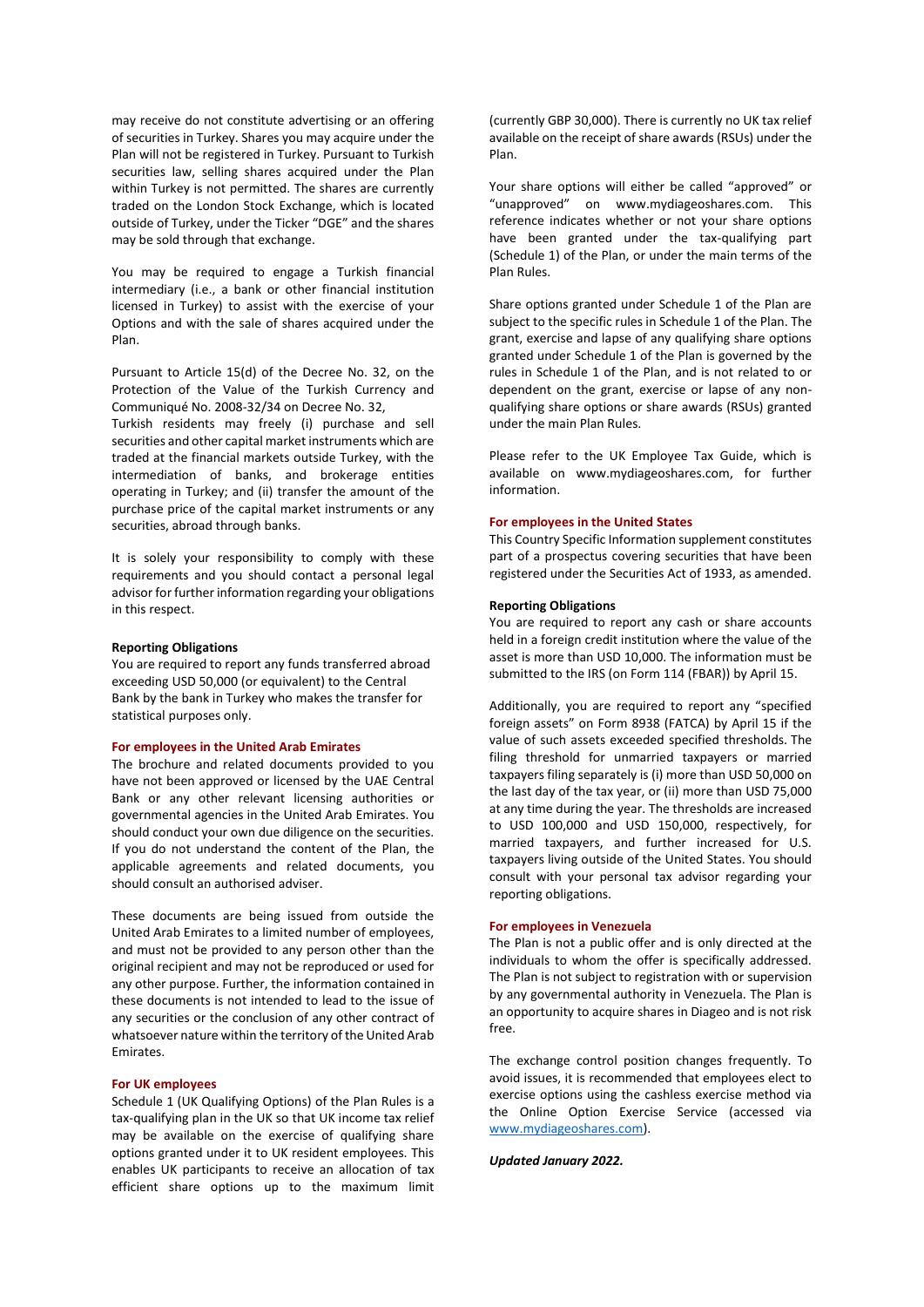may receive do not constitute advertising or an offering of securities in Turkey. Shares you may acquire under the Plan will not be registered in Turkey. Pursuant to Turkish securities law, selling shares acquired under the Plan within Turkey is not permitted. The shares are currently traded on the London Stock Exchange, which is located outside of Turkey, under the Ticker "DGE" and the shares may be sold through that exchange.

You may be required to engage a Turkish financial intermediary (i.e., a bank or other financial institution licensed in Turkey) to assist with the exercise of your Options and with the sale of shares acquired under the Plan.

Pursuant to Article 15(d) of the Decree No. 32, on the Protection of the Value of the Turkish Currency and Communiqué No. 2008-32/34 on Decree No. 32, Turkish residents may freely (i) purchase and sell securities and other capital market instruments which are traded at the financial markets outside Turkey, with the intermediation of banks, and brokerage entities operating in Turkey; and (ii) transfer the amount of the purchase price of the capital market instruments or any securities, abroad through banks.

It is solely your responsibility to comply with these requirements and you should contact a personal legal advisor for further information regarding your obligations in this respect.

**Reporting Obligations**

You are required to report any funds transferred abroad exceeding USD 50,000 (or equivalent) to the Central Bank by the bank in Turkey who makes the transfer for statistical purposes only.

**For employees in the United Arab Emirates**

The brochure and related documents provided to you have not been approved or licensed by the UAE Central Bank or any other relevant licensing authorities or governmental agencies in the United Arab Emirates. You should conduct your own due diligence on the securities. If you do not understand the content of the Plan, the applicable agreements and related documents, you should consult an authorised adviser.

These documents are being issued from outside the United Arab Emirates to a limited number of employees, and must not be provided to any person other than the original recipient and may not be reproduced or used for any other purpose. Further, the information contained in these documents is not intended to lead to the issue of any securities or the conclusion of any other contract of whatsoever nature within the territory of the United Arab Emirates.

**For UK employees**

Schedule 1 (UK Qualifying Options) of the Plan Rules is a tax-qualifying plan in the UK so that UK income tax relief may be available on the exercise of qualifying share options granted under it to UK resident employees. This enables UK participants to receive an allocation of tax efficient share options up to the maximum limit (currently GBP 30,000). There is currently no UK tax relief available on the receipt of share awards (RSUs) under the Plan.

Your share options will either be called "approved" or "unapproved" on www.mydiageoshares.com. This reference indicates whether or not your share options have been granted under the tax-qualifying part (Schedule 1) of the Plan, or under the main terms of the Plan Rules.

Share options granted under Schedule 1 of the Plan are subject to the specific rules in Schedule 1 of the Plan. The grant, exercise and lapse of any qualifying share options granted under Schedule 1 of the Plan is governed by the rules in Schedule 1 of the Plan, and is not related to or dependent on the grant, exercise or lapse of any non-qualifying share options or share awards (RSUs) granted under the main Plan Rules.

Please refer to the UK Employee Tax Guide, which is available on www.mydiageoshares.com, for further information.

**For employees in the United States**

This Country Specific Information supplement constitutes part of a prospectus covering securities that have been registered under the Securities Act of 1933, as amended.

**Reporting Obligations**

You are required to report any cash or share accounts held in a foreign credit institution where the value of the asset is more than USD 10,000. The information must be submitted to the IRS (on Form 114 (FBAR)) by April 15.

Additionally, you are required to report any "specified foreign assets" on Form 8938 (FATCA) by April 15 if the value of such assets exceeded specified thresholds. The filing threshold for unmarried taxpayers or married taxpayers filing separately is (i) more than USD 50,000 on the last day of the tax year, or (ii) more than USD 75,000 at any time during the year. The thresholds are increased to USD 100,000 and USD 150,000, respectively, for married taxpayers, and further increased for U.S. taxpayers living outside of the United States. You should consult with your personal tax advisor regarding your reporting obligations.

**For employees in Venezuela**

The Plan is not a public offer and is only directed at the individuals to whom the offer is specifically addressed. The Plan is not subject to registration with or supervision by any governmental authority in Venezuela. The Plan is an opportunity to acquire shares in Diageo and is not risk free.

The exchange control position changes frequently. To avoid issues, it is recommended that employees elect to exercise options using the cashless exercise method via the Online Option Exercise Service (accessed via www.mydiageoshares.com).

***Updated January 2022.***